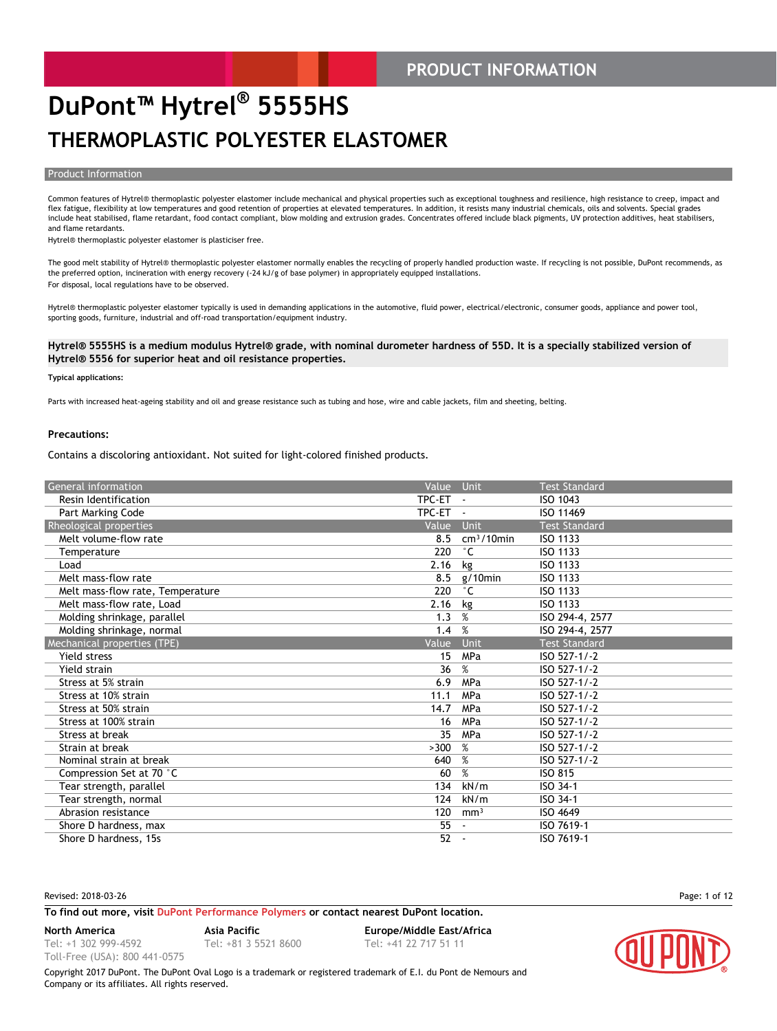# DuPont™ Hytrel® 5555HS

## THERMOPLASTIC POLYESTER ELASTOMER

### Product Information

Common features of Hytrel® thermoplastic polyester elastomer include mechanical and physical properties such as exceptional toughness and resilience, high resistance to creep, impact and flex fatigue, flexibility at low temperatures and good retention of properties at elevated temperatures. In addition, it resists many industrial chemicals, oils and solvents. Special grades include heat stabilised, flame retardant, food contact compliant, blow molding and extrusion grades. Concentrates offered include black pigments, UV protection additives, heat stabilisers, and flame retardants.

Hytrel® thermoplastic polyester elastomer is plasticiser free.

The good melt stability of Hytrel® thermoplastic polyester elastomer normally enables the recycling of properly handled production waste. If recycling is not possible, DuPont recommends, as the preferred option, incineration with energy recovery (-24 kJ/g of base polymer) in appropriately equipped installations.

For disposal, local regulations have to be observed.

Hytrel® thermoplastic polyester elastomer typically is used in demanding applications in the automotive, fluid power, electrical/electronic, consumer goods, appliance and power tool, sporting goods, furniture, industrial and off-road transportation/equipment industry.

**Hytrel® 5555HS is a medium modulus Hytrel® grade, with nominal durometer hardness of 55D. It is a specially stabilized version of Hytrel® 5556 for superior heat and oil resistance properties.**

**Typical applications:**

Parts with increased heat-ageing stability and oil and grease resistance such as tubing and hose, wire and cable jackets, film and sheeting, belting.

**Precautions:**

Contains a discoloring antioxidant. Not suited for light-colored finished products.

| General information | Value | Unit | Test Standard |
|---|---|---|---|
| Resin Identification | TPC-ET | - | ISO 1043 |
| Part Marking Code | TPC-ET | - | ISO 11469 |
| **Rheological properties** | **Value** | **Unit** | **Test Standard** |
| Melt volume-flow rate | 8.5 | $cm^3$/10min | ISO 1133 |
| Temperature | 220 | °C | ISO 1133 |
| Load | 2.16 | kg | ISO 1133 |
| Melt mass-flow rate | 8.5 | g/10min | ISO 1133 |
| Melt mass-flow rate, Temperature | 220 | °C | ISO 1133 |
| Melt mass-flow rate, Load | 2.16 | kg | ISO 1133 |
| Molding shrinkage, parallel | 1.3 | % | ISO 294-4, 2577 |
| Molding shrinkage, normal | 1.4 | % | ISO 294-4, 2577 |
| **Mechanical properties (TPE)** | **Value** | **Unit** | **Test Standard** |
| Yield stress | 15 | MPa | ISO 527-1/-2 |
| Yield strain | 36 | % | ISO 527-1/-2 |
| Stress at 5% strain | 6.9 | MPa | ISO 527-1/-2 |
| Stress at 10% strain | 11.1 | MPa | ISO 527-1/-2 |
| Stress at 50% strain | 14.7 | MPa | ISO 527-1/-2 |
| Stress at 100% strain | 16 | MPa | ISO 527-1/-2 |
| Stress at break | 35 | MPa | ISO 527-1/-2 |
| Strain at break | >300 | % | ISO 527-1/-2 |
| Nominal strain at break | 640 | % | ISO 527-1/-2 |
| Compression Set at 70 °C | 60 | % | ISO 815 |
| Tear strength, parallel | 134 | kN/m | ISO 34-1 |
| Tear strength, normal | 124 | kN/m | ISO 34-1 |
| Abrasion resistance | 120 | $mm^3$ | ISO 4649 |
| Shore D hardness, max | 55 | - | ISO 7619-1 |
| Shore D hardness, 15s | 52 | - | ISO 7619-1 |

Revised: 2018-03-26

To find out more, visit DuPont Performance Polymers or contact nearest DuPont location.

North America
Tel: +1 302 999-4592
Toll-Free (USA): 800 441-0575

Asia Pacific
Tel: +81 3 5521 8600

Europe/Middle East/Africa
Tel: +41 22 717 51 11

Copyright 2017 DuPont. The DuPont Oval Logo is a trademark or registered trademark of E.I. du Pont de Nemours and Company or its affiliates. All rights reserved.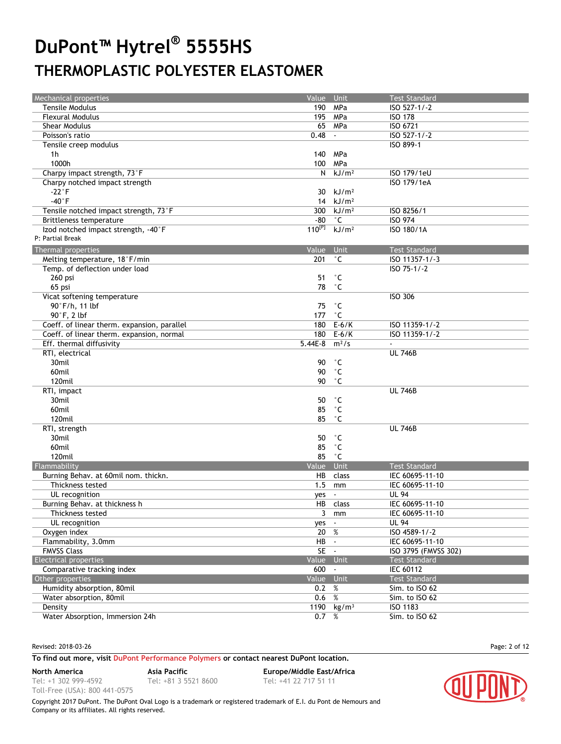# DuPont™ Hytrel® 5555HS

## THERMOPLASTIC POLYESTER ELASTOMER

| Mechanical properties | Value | Unit | Test Standard |
|---|---|---|---|
| Tensile Modulus | 190 | MPa | ISO 527-1/-2 |
| Flexural Modulus | 195 | MPa | ISO 178 |
| Shear Modulus | 65 | MPa | ISO 6721 |
| Poisson's ratio | 0.48 | - | ISO 527-1/-2 |
| Tensile creep modulus | | | ISO 899-1 |
| 1h | 140 | MPa | |
| 1000h | 100 | MPa | |
| Charpy impact strength, 73°F | N | kJ/m² | ISO 179/1eU |
| Charpy notched impact strength | | | ISO 179/1eA |
| -22°F | 30 | kJ/m² | |
| -40°F | 14 | kJ/m² | |
| Tensile notched impact strength, 73°F | 300 | kJ/m² | ISO 8256/1 |
| Brittleness temperature | -80 | °C | ISO 974 |
| Izod notched impact strength, -40°F | 110[P] | kJ/m² | ISO 180/1A |

P: Partial Break

| Thermal properties | Value | Unit | Test Standard |
|---|---|---|---|
| Melting temperature, 18°F/min | 201 | °C | ISO 11357-1/-3 |
| Temp. of deflection under load | | | ISO 75-1/-2 |
| 260 psi | 51 | °C | |
| 65 psi | 78 | °C | |
| Vicat softening temperature | | | ISO 306 |
| 90°F/h, 11 lbf | 75 | °C | |
| 90°F, 2 lbf | 177 | °C | |
| Coeff. of linear therm. expansion, parallel | 180 | E-6/K | ISO 11359-1/-2 |
| Coeff. of linear therm. expansion, normal | 180 | E-6/K | ISO 11359-1/-2 |
| Eff. thermal diffusivity | 5.44E-8 | m²/s | - |
| RTI, electrical | | | UL 746B |
| 30mil | 90 | °C | |
| 60mil | 90 | °C | |
| 120mil | 90 | °C | |
| RTI, impact | | | UL 746B |
| 30mil | 50 | °C | |
| 60mil | 85 | °C | |
| 120mil | 85 | °C | |
| RTI, strength | | | UL 746B |
| 30mil | 50 | °C | |
| 60mil | 85 | °C | |
| 120mil | 85 | °C | |

| Flammability | Value | Unit | Test Standard |
|---|---|---|---|
| Burning Behav. at 60mil nom. thickn. | HB | class | IEC 60695-11-10 |
| Thickness tested | 1.5 | mm | IEC 60695-11-10 |
| UL recognition | yes | - | UL 94 |
| Burning Behav. at thickness h | HB | class | IEC 60695-11-10 |
| Thickness tested | 3 | mm | IEC 60695-11-10 |
| UL recognition | yes | - | UL 94 |
| Oxygen index | 20 | % | ISO 4589-1/-2 |
| Flammability, 3.0mm | HB | - | IEC 60695-11-10 |
| FMVSS Class | SE | - | ISO 3795 (FMVSS 302) |

| Electrical properties | Value | Unit | Test Standard |
|---|---|---|---|
| Comparative tracking index | 600 | - | IEC 60112 |

| Other properties | Value | Unit | Test Standard |
|---|---|---|---|
| Humidity absorption, 80mil | 0.2 | % | Sim. to ISO 62 |
| Water absorption, 80mil | 0.6 | % | Sim. to ISO 62 |
| Density | 1190 | kg/m³ | ISO 1183 |
| Water Absorption, Immersion 24h | 0.7 | % | Sim. to ISO 62 |

Revised: 2018-03-26

**To find out more, visit DuPont Performance Polymers or contact nearest DuPont location.**

**North America**
Tel: +1 302 999-4592
Toll-Free (USA): 800 441-0575

**Asia Pacific**
Tel: +81 3 5521 8600

**Europe/Middle East/Africa**
Tel: +41 22 717 51 11

Copyright 2017 DuPont. The DuPont Oval Logo is a trademark or registered trademark of E.I. du Pont de Nemours and Company or its affiliates. All rights reserved.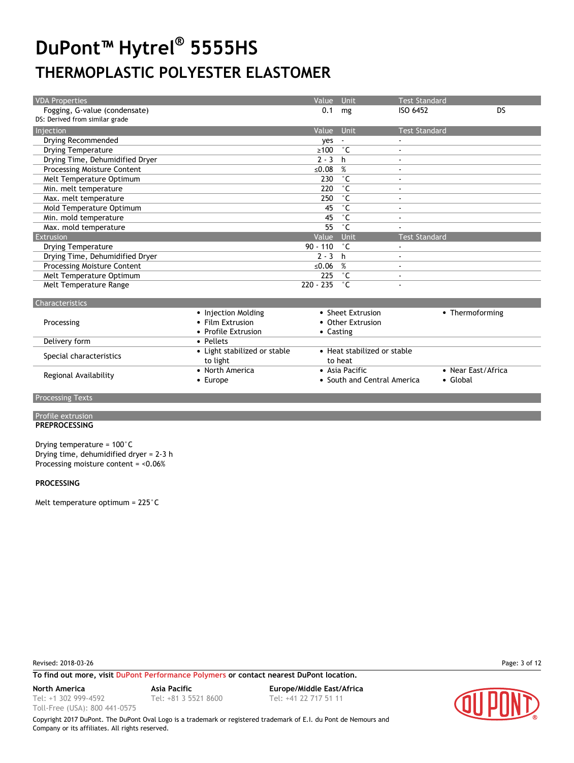# DuPont™ Hytrel® 5555HS

## THERMOPLASTIC POLYESTER ELASTOMER

| VDA Properties | Value | Unit | Test Standard | |
|---|---|---|---|---|
| Fogging, G-value (condensate) | 0.1 | mg | ISO 6452 | DS |

DS: Derived from similar grade

| Injection | Value | Unit | Test Standard |
|---|---|---|---|
| Drying Recommended | yes | - | - |
| Drying Temperature | ≥100 | °C | - |
| Drying Time, Dehumidified Dryer | 2 - 3 | h | - |
| Processing Moisture Content | ≤0.08 | % | - |
| Melt Temperature Optimum | 230 | °C | - |
| Min. melt temperature | 220 | °C | - |
| Max. melt temperature | 250 | °C | - |
| Mold Temperature Optimum | 45 | °C | - |
| Min. mold temperature | 45 | °C | - |
| Max. mold temperature | 55 | °C | - |

| Extrusion | Value | Unit | Test Standard |
|---|---|---|---|
| Drying Temperature | 90 - 110 | °C | - |
| Drying Time, Dehumidified Dryer | 2 - 3 | h | - |
| Processing Moisture Content | ≤0.06 | % | - |
| Melt Temperature Optimum | 225 | °C | - |
| Melt Temperature Range | 220 - 235 | °C | - |

| Characteristics | | | |
|---|---|---|---|
| Processing | • Injection Molding<br>• Film Extrusion<br>• Profile Extrusion | • Sheet Extrusion<br>• Other Extrusion<br>• Casting | • Thermoforming |
| Delivery form | • Pellets | | |
| Special characteristics | • Light stabilized or stable to light | • Heat stabilized or stable to heat | |
| Regional Availability | • North America<br>• Europe | • Asia Pacific<br>• South and Central America | • Near East/Africa<br>• Global |

## Processing Texts

### Profile extrusion

**PREPROCESSING**

Drying temperature = 100°C
Drying time, dehumidified dryer = 2-3 h
Processing moisture content = <0.06%

**PROCESSING**

Melt temperature optimum = 225°C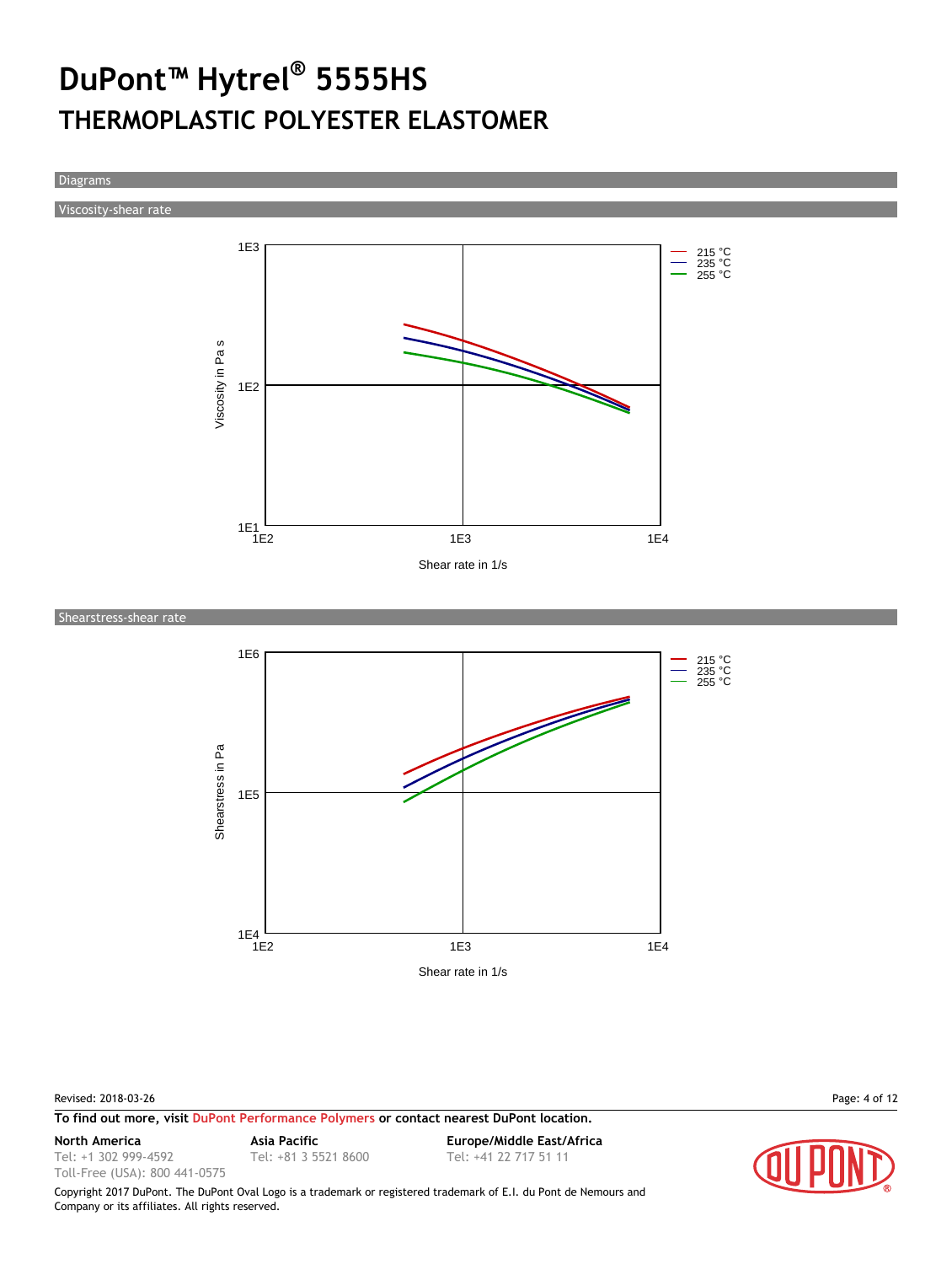# DuPont™ Hytrel® 5555HS

## THERMOPLASTIC POLYESTER ELASTOMER

### Diagrams

#### Viscosity-shear rate

1E3

Viscosity in Pa s

1E2

1E1

1E2 1E3 1E4

Shear rate in 1/s

215 °C
235 °C
255 °C

#### Shearstress-shear rate

1E6

Shearstress in Pa

1E5

1E4

1E2 1E3 1E4

Shear rate in 1/s

215 °C
235 °C
255 °C

Revised: 2018-03-26

**To find out more, visit** DuPont Performance Polymers **or contact nearest DuPont location.**

**North America**
Tel: +1 302 999-4592
Toll-Free (USA): 800 441-0575

**Asia Pacific**
Tel: +81 3 5521 8600

**Europe/Middle East/Africa**
Tel: +41 22 717 51 11

Copyright 2017 DuPont. The DuPont Oval Logo is a trademark or registered trademark of E.I. du Pont de Nemours and Company or its affiliates. All rights reserved.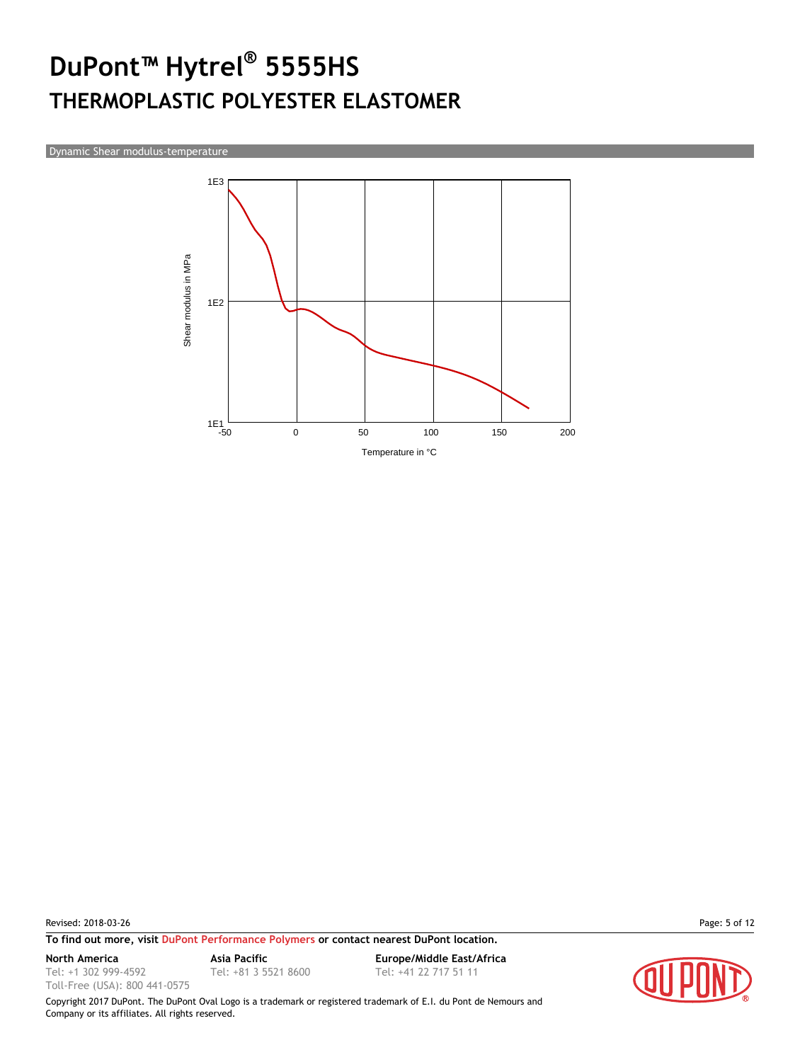# DuPont™ Hytrel® 5555HS

## THERMOPLASTIC POLYESTER ELASTOMER

Dynamic Shear modulus-temperature

Shear modulus in MPa

1E3

1E2

1E1

-50 0 50 100 150 200

Temperature in °C

Revised: 2018-03-26

**To find out more, visit DuPont Performance Polymers or contact nearest DuPont location.**

**North America**
Tel: +1 302 999-4592
Toll-Free (USA): 800 441-0575

**Asia Pacific**
Tel: +81 3 5521 8600

**Europe/Middle East/Africa**
Tel: +41 22 717 51 11

Copyright 2017 DuPont. The DuPont Oval Logo is a trademark or registered trademark of E.I. du Pont de Nemours and Company or its affiliates. All rights reserved.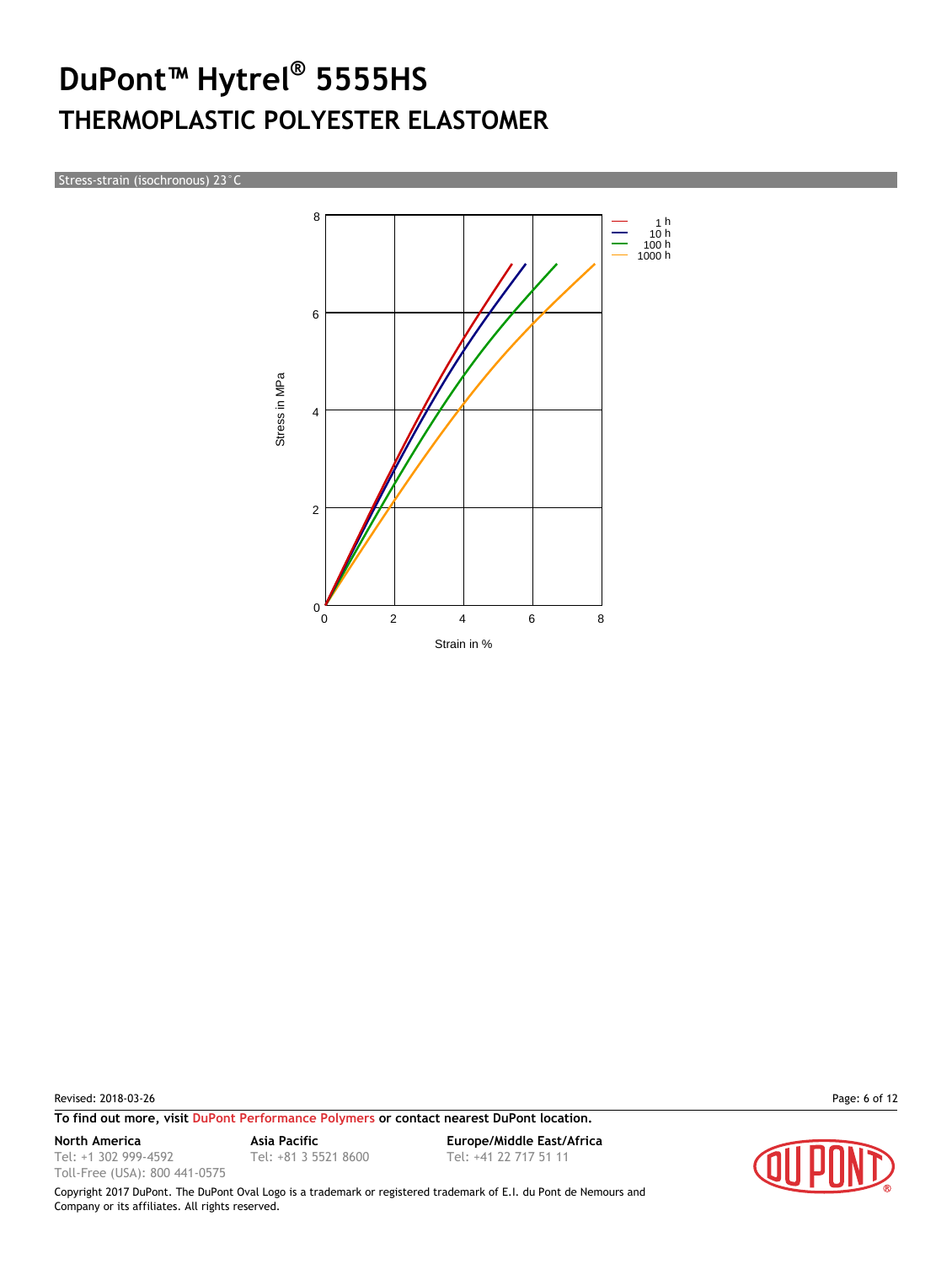# DuPont™ Hytrel® 5555HS

## THERMOPLASTIC POLYESTER ELASTOMER

Stress-strain (isochronous) 23°C

Stress in MPa

Strain in %

1 h
10 h
100 h
1000 h

Revised: 2018-03-26

**To find out more, visit DuPont Performance Polymers or contact nearest DuPont location.**

**North America**
Tel: +1 302 999-4592
Toll-Free (USA): 800 441-0575

**Asia Pacific**
Tel: +81 3 5521 8600

**Europe/Middle East/Africa**
Tel: +41 22 717 51 11

Copyright 2017 DuPont. The DuPont Oval Logo is a trademark or registered trademark of E.I. du Pont de Nemours and Company or its affiliates. All rights reserved.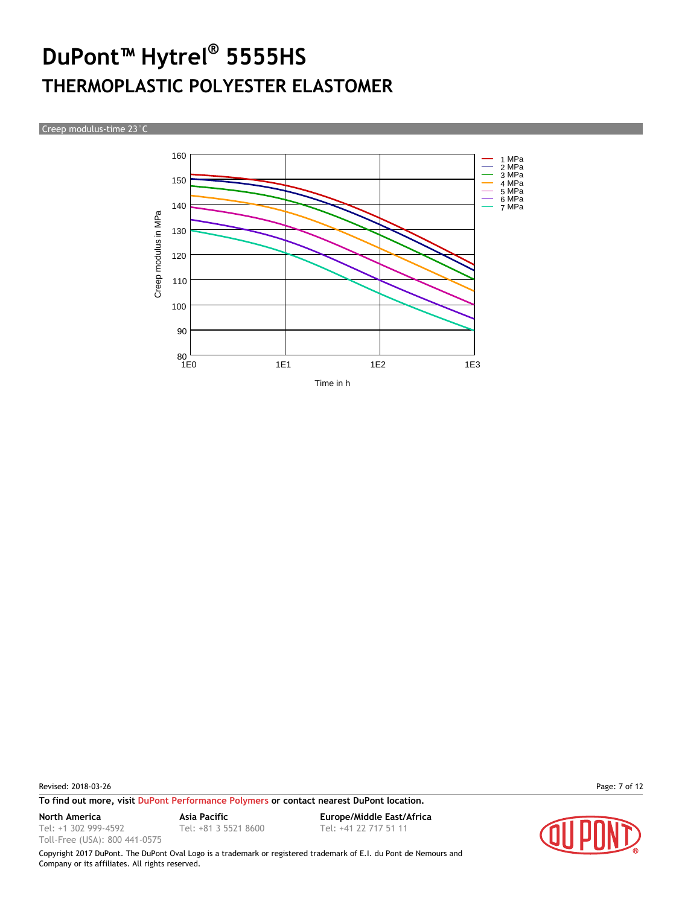# DuPont™ Hytrel® 5555HS

## THERMOPLASTIC POLYESTER ELASTOMER

Creep modulus-time 23°C

Creep modulus in MPa

160
150
140
130
120
110
100
90
80

1E0 1E1 1E2 1E3

Time in h

- 1 MPa
- 2 MPa
- 3 MPa
- 4 MPa
- 5 MPa
- 6 MPa
- 7 MPa

Revised: 2018-03-26

**To find out more, visit DuPont Performance Polymers or contact nearest DuPont location.**

**North America**
Tel: +1 302 999-4592
Toll-Free (USA): 800 441-0575

**Asia Pacific**
Tel: +81 3 5521 8600

**Europe/Middle East/Africa**
Tel: +41 22 717 51 11

Copyright 2017 DuPont. The DuPont Oval Logo is a trademark or registered trademark of E.I. du Pont de Nemours and Company or its affiliates. All rights reserved.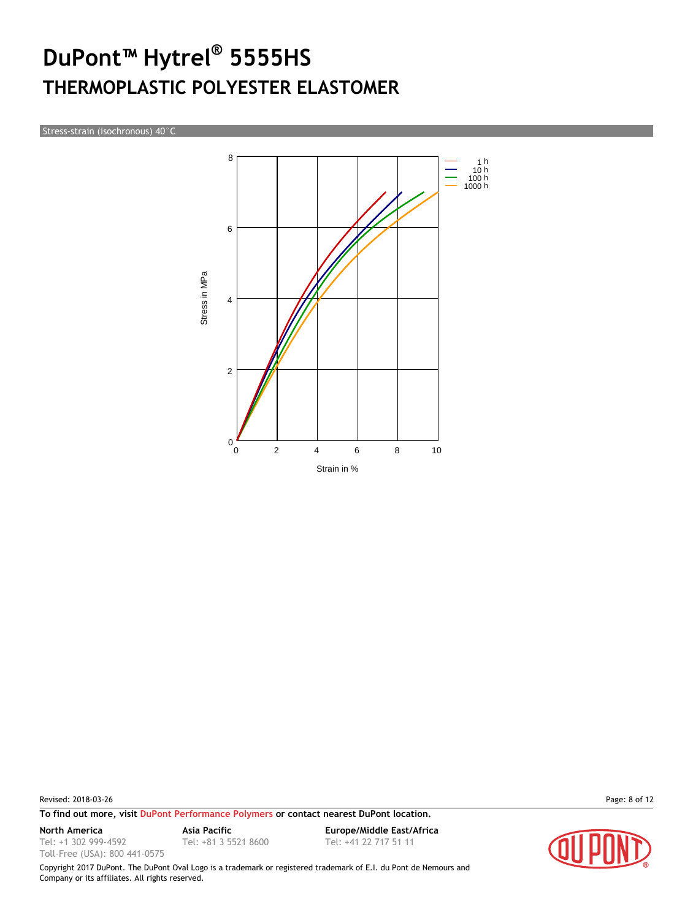# DuPont™ Hytrel® 5555HS

## THERMOPLASTIC POLYESTER ELASTOMER

Stress-strain (isochronous) 40°C

Stress in MPa

Strain in %

1 h
10 h
100 h
1000 h

Revised: 2018-03-26

**To find out more, visit DuPont Performance Polymers or contact nearest DuPont location.**

**North America**
Tel: +1 302 999-4592
Toll-Free (USA): 800 441-0575

**Asia Pacific**
Tel: +81 3 5521 8600

**Europe/Middle East/Africa**
Tel: +41 22 717 51 11

Copyright 2017 DuPont. The DuPont Oval Logo is a trademark or registered trademark of E.I. du Pont de Nemours and Company or its affiliates. All rights reserved.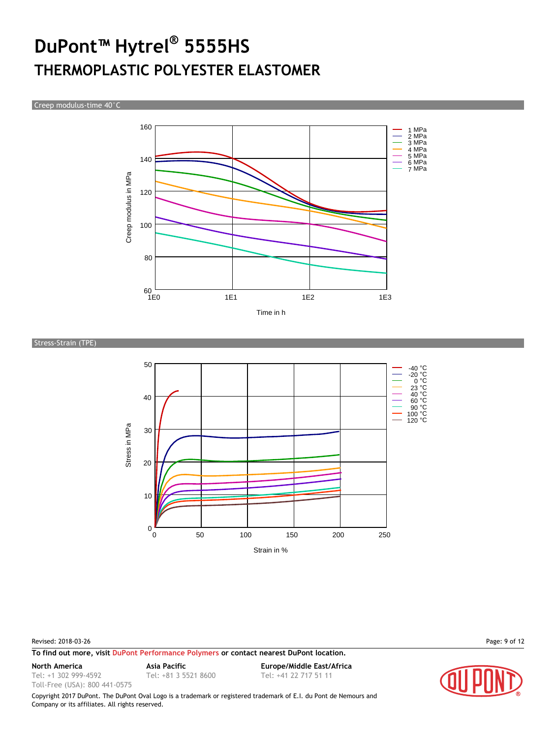# DuPont™ Hytrel® 5555HS

## THERMOPLASTIC POLYESTER ELASTOMER

### Creep modulus-time 40°C

Creep modulus in MPa

Time in h

1 MPa
2 MPa
3 MPa
4 MPa
5 MPa
6 MPa
7 MPa

### Stress-Strain (TPE)

Stress in MPa

Strain in %

-40 °C
-20 °C
0 °C
23 °C
40 °C
60 °C
90 °C
100 °C
120 °C

Revised: 2018-03-26

**To find out more, visit DuPont Performance Polymers or contact nearest DuPont location.**

**North America**
Tel: +1 302 999-4592
Toll-Free (USA): 800 441-0575

**Asia Pacific**
Tel: +81 3 5521 8600

**Europe/Middle East/Africa**
Tel: +41 22 717 51 11

Copyright 2017 DuPont. The DuPont Oval Logo is a trademark or registered trademark of E.I. du Pont de Nemours and Company or its affiliates. All rights reserved.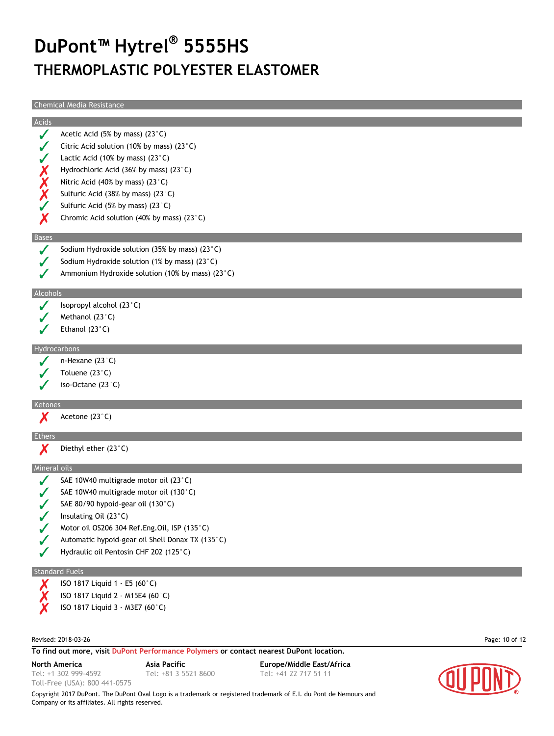# DuPont™ Hytrel® 5555HS

## THERMOPLASTIC POLYESTER ELASTOMER

### Chemical Media Resistance

#### Acids

- ✓ Acetic Acid (5% by mass) (23°C)
- ✓ Citric Acid solution (10% by mass) (23°C)
- ✓ Lactic Acid (10% by mass) (23°C)
- ✗ Hydrochloric Acid (36% by mass) (23°C)
- ✗ Nitric Acid (40% by mass) (23°C)
- ✗ Sulfuric Acid (38% by mass) (23°C)
- ✓ Sulfuric Acid (5% by mass) (23°C)
- ✗ Chromic Acid solution (40% by mass) (23°C)

#### Bases

- ✓ Sodium Hydroxide solution (35% by mass) (23°C)
- ✓ Sodium Hydroxide solution (1% by mass) (23°C)
- ✓ Ammonium Hydroxide solution (10% by mass) (23°C)

#### Alcohols

- ✓ Isopropyl alcohol (23°C)
- ✓ Methanol (23°C)
- ✓ Ethanol (23°C)

#### Hydrocarbons

- ✓ n-Hexane (23°C)
- ✓ Toluene (23°C)
- ✓ iso-Octane (23°C)

#### Ketones

- ✗ Acetone (23°C)

#### Ethers

- ✗ Diethyl ether (23°C)

#### Mineral oils

- ✓ SAE 10W40 multigrade motor oil (23°C)
- ✓ SAE 10W40 multigrade motor oil (130°C)
- ✓ SAE 80/90 hypoid-gear oil (130°C)
- ✓ Insulating Oil (23°C)
- ✓ Motor oil OS206 304 Ref.Eng.Oil, ISP (135°C)
- ✓ Automatic hypoid-gear oil Shell Donax TX (135°C)
- ✓ Hydraulic oil Pentosin CHF 202 (125°C)

#### Standard Fuels

- ✗ ISO 1817 Liquid 1 - E5 (60°C)
- ✗ ISO 1817 Liquid 2 - M15E4 (60°C)
- ✗ ISO 1817 Liquid 3 - M3E7 (60°C)

Revised: 2018-03-26

**To find out more, visit DuPont Performance Polymers or contact nearest DuPont location.**

**North America**
Tel: +1 302 999-4592
Toll-Free (USA): 800 441-0575

**Asia Pacific**
Tel: +81 3 5521 8600

**Europe/Middle East/Africa**
Tel: +41 22 717 51 11

Copyright 2017 DuPont. The DuPont Oval Logo is a trademark or registered trademark of E.I. du Pont de Nemours and Company or its affiliates. All rights reserved.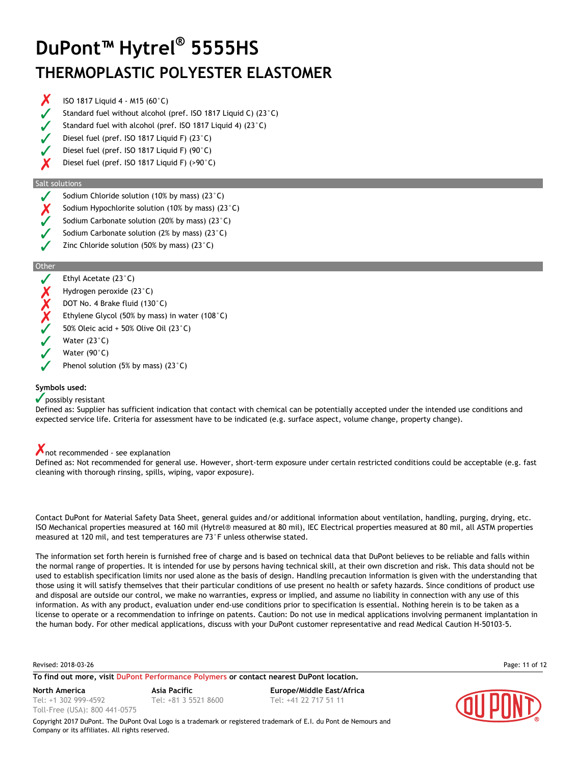# DuPont™ Hytrel® 5555HS

## THERMOPLASTIC POLYESTER ELASTOMER

- ✗ ISO 1817 Liquid 4 - M15 (60°C)
- ✓ Standard fuel without alcohol (pref. ISO 1817 Liquid C) (23°C)
- ✓ Standard fuel with alcohol (pref. ISO 1817 Liquid 4) (23°C)
- ✓ Diesel fuel (pref. ISO 1817 Liquid F) (23°C)
- ✓ Diesel fuel (pref. ISO 1817 Liquid F) (90°C)
- ✗ Diesel fuel (pref. ISO 1817 Liquid F) (>90°C)

### Salt solutions

- ✓ Sodium Chloride solution (10% by mass) (23°C)
- ✗ Sodium Hypochlorite solution (10% by mass) (23°C)
- ✓ Sodium Carbonate solution (20% by mass) (23°C)
- ✓ Sodium Carbonate solution (2% by mass) (23°C)
- ✓ Zinc Chloride solution (50% by mass) (23°C)

### Other

- ✓ Ethyl Acetate (23°C)
- ✗ Hydrogen peroxide (23°C)
- ✗ DOT No. 4 Brake fluid (130°C)
- ✗ Ethylene Glycol (50% by mass) in water (108°C)
- ✓ 50% Oleic acid + 50% Olive Oil (23°C)
- ✓ Water (23°C)
- ✓ Water (90°C)
- ✓ Phenol solution (5% by mass) (23°C)

**Symbols used:**

✓ possibly resistant

Defined as: Supplier has sufficient indication that contact with chemical can be potentially accepted under the intended use conditions and expected service life. Criteria for assessment have to be indicated (e.g. surface aspect, volume change, property change).

✗ not recommended - see explanation

Defined as: Not recommended for general use. However, short-term exposure under certain restricted conditions could be acceptable (e.g. fast cleaning with thorough rinsing, spills, wiping, vapor exposure).

Contact DuPont for Material Safety Data Sheet, general guides and/or additional information about ventilation, handling, purging, drying, etc. ISO Mechanical properties measured at 160 mil (Hytrel® measured at 80 mil), IEC Electrical properties measured at 80 mil, all ASTM properties measured at 120 mil, and test temperatures are 73°F unless otherwise stated.

The information set forth herein is furnished free of charge and is based on technical data that DuPont believes to be reliable and falls within the normal range of properties. It is intended for use by persons having technical skill, at their own discretion and risk. This data should not be used to establish specification limits nor used alone as the basis of design. Handling precaution information is given with the understanding that those using it will satisfy themselves that their particular conditions of use present no health or safety hazards. Since conditions of product use and disposal are outside our control, we make no warranties, express or implied, and assume no liability in connection with any use of this information. As with any product, evaluation under end-use conditions prior to specification is essential. Nothing herein is to be taken as a license to operate or a recommendation to infringe on patents. Caution: Do not use in medical applications involving permanent implantation in the human body. For other medical applications, discuss with your DuPont customer representative and read Medical Caution H-50103-5.

Revised: 2018-03-26

**To find out more, visit DuPont Performance Polymers or contact nearest DuPont location.**

**North America**
Tel: +1 302 999-4592
Toll-Free (USA): 800 441-0575

**Asia Pacific**
Tel: +81 3 5521 8600

**Europe/Middle East/Africa**
Tel: +41 22 717 51 11

Copyright 2017 DuPont. The DuPont Oval Logo is a trademark or registered trademark of E.I. du Pont de Nemours and Company or its affiliates. All rights reserved.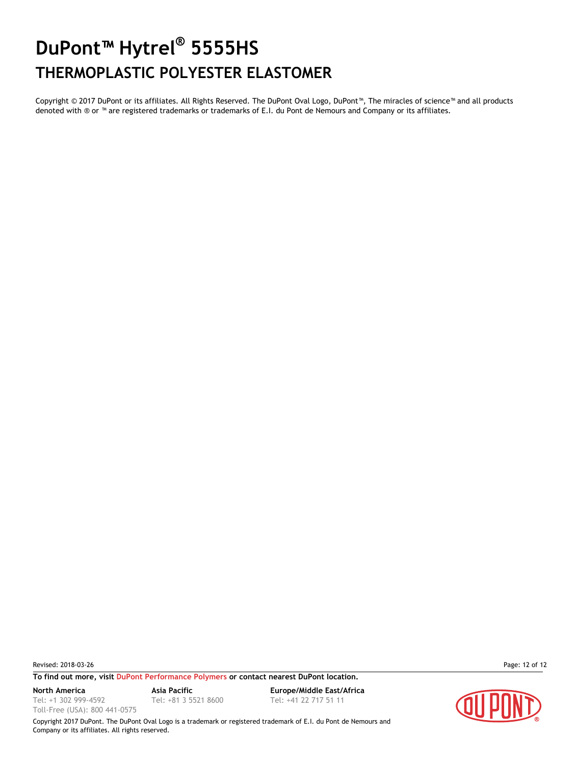# DuPont™ Hytrel® 5555HS

## THERMOPLASTIC POLYESTER ELASTOMER

Copyright © 2017 DuPont or its affiliates. All Rights Reserved. The DuPont Oval Logo, DuPont™, The miracles of science™ and all products denoted with ® or ™ are registered trademarks or trademarks of E.I. du Pont de Nemours and Company or its affiliates.

Revised: 2018-03-26

**To find out more, visit DuPont Performance Polymers or contact nearest DuPont location.**

**North America**
Tel: +1 302 999-4592
Toll-Free (USA): 800 441-0575

**Asia Pacific**
Tel: +81 3 5521 8600

**Europe/Middle East/Africa**
Tel: +41 22 717 51 11

Copyright 2017 DuPont. The DuPont Oval Logo is a trademark or registered trademark of E.I. du Pont de Nemours and Company or its affiliates. All rights reserved.